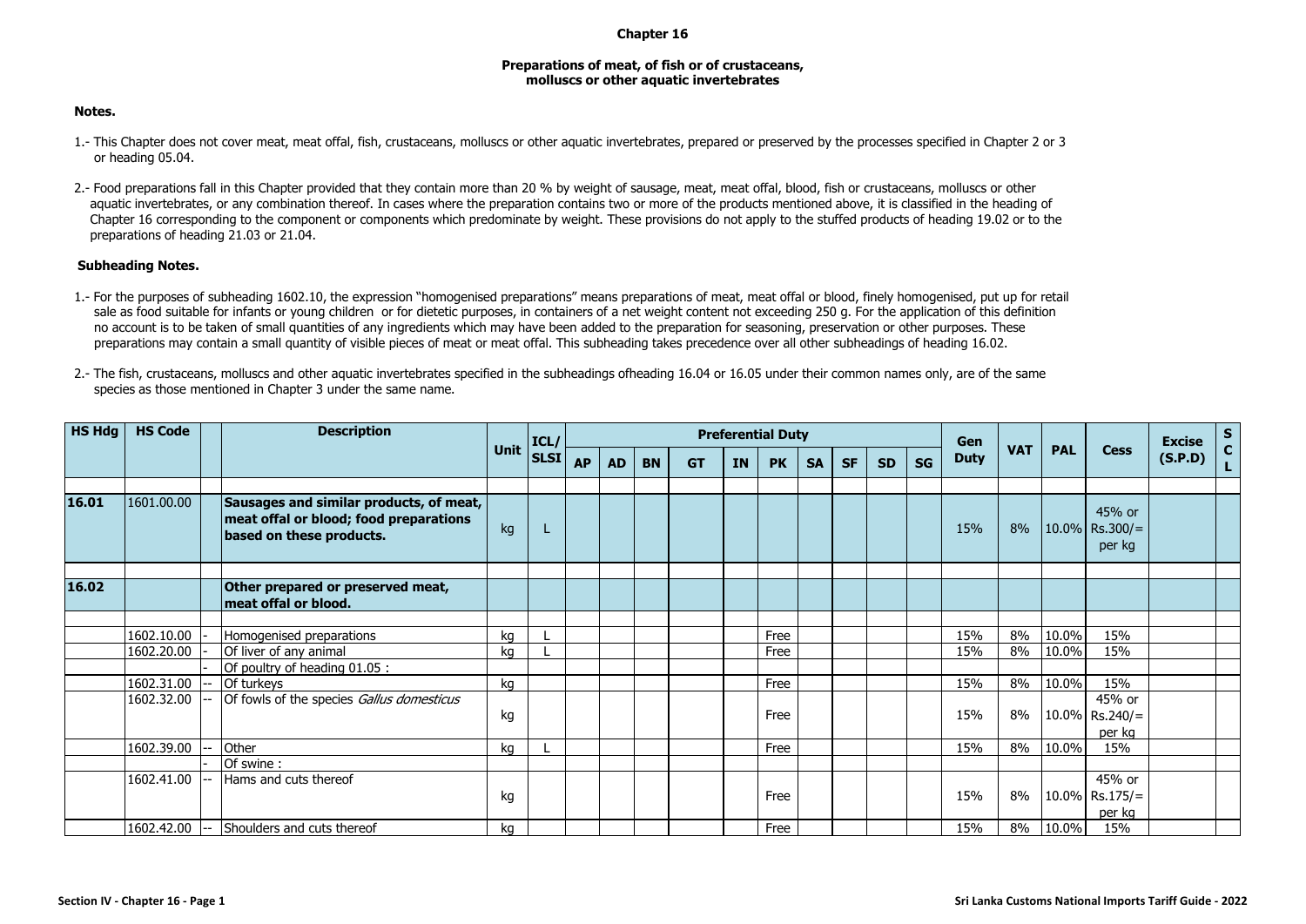# Chapter 16

## Preparations of meat, of fish or of crustaceans, molluscs or other aquatic invertebrates

### Notes.

1.- This Chapter does not cover meat, meat offal, fish, crustaceans, molluscs or other aquatic invertebrates, prepared or preserved by the processes specified in Chapter 2 or 3 or heading 05.04.

2.- Food preparations fall in this Chapter provided that they contain more than 20 % by weight of sausage, meat, meat offal, blood, fish or crustaceans, molluscs or other aquatic invertebrates, or any combination thereof. In cases where the preparation contains two or more of the products mentioned above, it is classified in the heading of Chapter 16 corresponding to the component or components which predominate by weight. These provisions do not apply to the stuffed products of heading 19.02 or to the preparations of heading 21.03 or 21.04.

### Subheading Notes.

1.- For the purposes of subheading 1602.10, the expression "homogenised preparations" means preparations of meat, meat offal or blood, finely homogenised, put up for retail sale as food suitable for infants or young children or for dietetic purposes, in containers of a net weight content not exceeding 250 g. For the application of this definition no account is to be taken of small quantities of any ingredients which may have been added to the preparation for seasoning, preservation or other purposes. These preparations may contain a small quantity of visible pieces of meat or meat offal. This subheading takes precedence over all other subheadings of heading 16.02.

2.- The fish, crustaceans, molluscs and other aquatic invertebrates specified in the subheadings ofheading 16.04 or 16.05 under their common names only, are of the same species as those mentioned in Chapter 3 under the same name.

| HS Hdg | HS Code | | Description | Unit | ICL/SLSI | Preferential Duty | | | | | | | | | | Gen Duty | VAT | PAL | Cess | Excise (S.P.D) | SCL |
|---|---|---|---|---|---|---|---|---|---|---|---|---|---|---|---|---|---|---|---|---|---|
| | | | | | | AP | AD | BN | GT | IN | PK | SA | SF | SD | SG | | | | | | |
| **16.01** | 1601.00.00 | | **Sausages and similar products, of meat, meat offal or blood; food preparations based on these products.** | kg | L | | | | | | | | | | | 15% | 8% | 10.0% | 45% or Rs.300/= per kg | | |
| **16.02** | | | **Other prepared or preserved meat, meat offal or blood.** | | | | | | | | | | | | | | | | | | |
| | 1602.10.00 | - | Homogenised preparations | kg | L | | | | | | Free | | | | | 15% | 8% | 10.0% | 15% | | |
| | 1602.20.00 | - | Of liver of any animal | kg | L | | | | | | Free | | | | | 15% | 8% | 10.0% | 15% | | |
| | | - | Of poultry of heading 01.05 : | | | | | | | | | | | | | | | | | | |
| | 1602.31.00 | -- | Of turkeys | kg | | | | | | | Free | | | | | 15% | 8% | 10.0% | 15% | | |
| | 1602.32.00 | -- | Of fowls of the species *Gallus domesticus* | kg | | | | | | | Free | | | | | 15% | 8% | 10.0% | 45% or Rs.240/= per kg | | |
| | 1602.39.00 | -- | Other | kg | L | | | | | | Free | | | | | 15% | 8% | 10.0% | 15% | | |
| | | - | Of swine : | | | | | | | | | | | | | | | | | | |
| | 1602.41.00 | -- | Hams and cuts thereof | kg | | | | | | | Free | | | | | 15% | 8% | 10.0% | 45% or Rs.175/= per kg | | |
| | 1602.42.00 | -- | Shoulders and cuts thereof | kg | | | | | | | Free | | | | | 15% | 8% | 10.0% | 15% | | |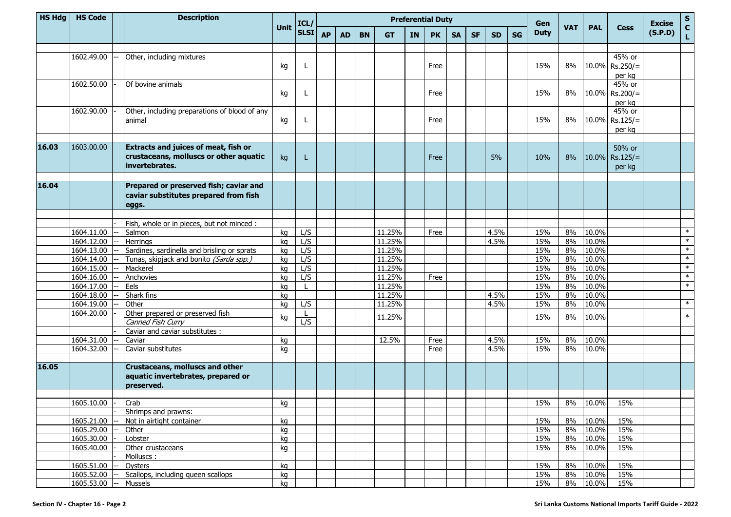| HS Hdg | HS Code | | Description | Unit | ICL/ SLSI | Preferential Duty | | | | | | | | | | Gen Duty | VAT | PAL | Cess | Excise (S.P.D) | S C L |
|---|---|---|---|---|---|---|---|---|---|---|---|---|---|---|---|---|---|---|---|---|---|
| | | | | | | AP | AD | BN | GT | IN | PK | SA | SF | SD | SG | | | | | | |
| | 1602.49.00 | -- | Other, including mixtures | kg | L | | | | | | Free | | | | | 15% | 8% | 10.0% | 45% or Rs.250/= per kg | | |
| | 1602.50.00 | - | Of bovine animals | kg | L | | | | | | Free | | | | | 15% | 8% | 10.0% | 45% or Rs.200/= per kg | | |
| | 1602.90.00 | - | Other, including preparations of blood of any animal | kg | L | | | | | | Free | | | | | 15% | 8% | 10.0% | 45% or Rs.125/= per kg | | |
| **16.03** | 1603.00.00 | | **Extracts and juices of meat, fish or crustaceans, molluscs or other aquatic invertebrates.** | kg | L | | | | | | Free | | | 5% | | 10% | 8% | 10.0% | 50% or Rs.125/= per kg | | |
| **16.04** | | | **Prepared or preserved fish; caviar and caviar substitutes prepared from fish eggs.** | | | | | | | | | | | | | | | | | | |
| | | - | Fish, whole or in pieces, but not minced : | | | | | | | | | | | | | | | | | | |
| | 1604.11.00 | -- | Salmon | kg | L/S | | | | 11.25% | | Free | | | 4.5% | | 15% | 8% | 10.0% | | | * |
| | 1604.12.00 | -- | Herrings | kg | L/S | | | | 11.25% | | | | | 4.5% | | 15% | 8% | 10.0% | | | * |
| | 1604.13.00 | -- | Sardines, sardinella and brisling or sprats | kg | L/S | | | | 11.25% | | | | | | | 15% | 8% | 10.0% | | | * |
| | 1604.14.00 | -- | Tunas, skipjack and bonito *(Sarda spp.)* | kg | L/S | | | | 11.25% | | | | | | | 15% | 8% | 10.0% | | | * |
| | 1604.15.00 | -- | Mackerel | kg | L/S | | | | 11.25% | | | | | | | 15% | 8% | 10.0% | | | * |
| | 1604.16.00 | -- | Anchovies | kg | L/S | | | | 11.25% | | Free | | | | | 15% | 8% | 10.0% | | | * |
| | 1604.17.00 | -- | Eels | kg | L | | | | 11.25% | | | | | | | 15% | 8% | 10.0% | | | * |
| | 1604.18.00 | -- | Shark fins | kg | | | | | 11.25% | | | | | 4.5% | | 15% | 8% | 10.0% | | | |
| | 1604.19.00 | -- | Other | kg | L/S | | | | 11.25% | | | | | 4.5% | | 15% | 8% | 10.0% | | | * |
| | 1604.20.00 | - | Other prepared or preserved fish<br>*Canned Fish Curry* | kg | L<br>L/S | | | | 11.25% | | | | | | | 15% | 8% | 10.0% | | | * |
| | | - | Caviar and caviar substitutes : | | | | | | | | | | | | | | | | | | |
| | 1604.31.00 | -- | Caviar | kg | | | | | 12.5% | | Free | | | 4.5% | | 15% | 8% | 10.0% | | | |
| | 1604.32.00 | -- | Caviar substitutes | kg | | | | | | | Free | | | 4.5% | | 15% | 8% | 10.0% | | | |
| **16.05** | | | **Crustaceans, molluscs and other aquatic invertebrates, prepared or preserved.** | | | | | | | | | | | | | | | | | | |
| | 1605.10.00 | - | Crab | kg | | | | | | | | | | | | 15% | 8% | 10.0% | 15% | | |
| | | - | Shrimps and prawns: | | | | | | | | | | | | | | | | | | |
| | 1605.21.00 | -- | Not in airtight container | kg | | | | | | | | | | | | 15% | 8% | 10.0% | 15% | | |
| | 1605.29.00 | -- | Other | kg | | | | | | | | | | | | 15% | 8% | 10.0% | 15% | | |
| | 1605.30.00 | - | Lobster | kg | | | | | | | | | | | | 15% | 8% | 10.0% | 15% | | |
| | 1605.40.00 | - | Other crustaceans | kg | | | | | | | | | | | | 15% | 8% | 10.0% | 15% | | |
| | | - | Molluscs : | | | | | | | | | | | | | | | | | | |
| | 1605.51.00 | -- | Oysters | kg | | | | | | | | | | | | 15% | 8% | 10.0% | 15% | | |
| | 1605.52.00 | -- | Scallops, including queen scallops | kg | | | | | | | | | | | | 15% | 8% | 10.0% | 15% | | |
| | 1605.53.00 | -- | Mussels | kg | | | | | | | | | | | | 15% | 8% | 10.0% | 15% | | |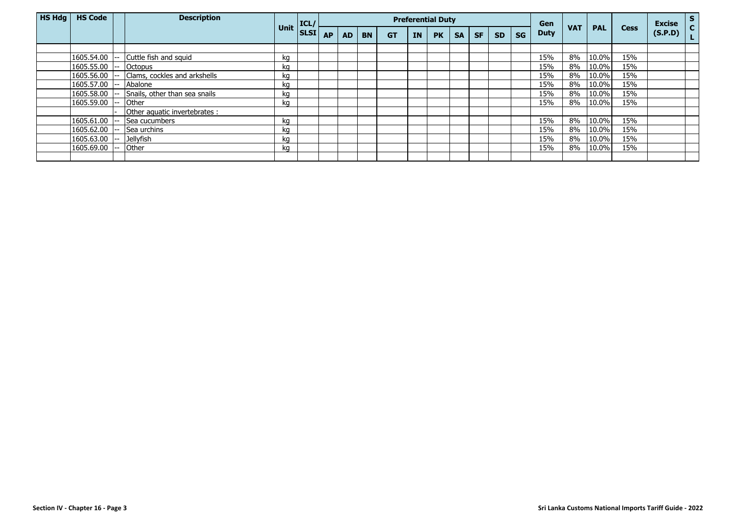| HS Hdg | HS Code | | Description | Unit | ICL/ SLSI | Preferential Duty | | | | | | | | | | Gen Duty | VAT | PAL | Cess | Excise (S.P.D) | S C L |
|---|---|---|---|---|---|---|---|---|---|---|---|---|---|---|---|---|---|---|---|---|---|
| | | | | | | AP | AD | BN | GT | IN | PK | SA | SF | SD | SG | | | | | | |
| | | | | | | | | | | | | | | | | | | | | | |
| | 1605.54.00 | -- | Cuttle fish and squid | kg | | | | | | | | | | | | 15% | 8% | 10.0% | 15% | | |
| | 1605.55.00 | -- | Octopus | kg | | | | | | | | | | | | 15% | 8% | 10.0% | 15% | | |
| | 1605.56.00 | -- | Clams, cockles and arkshells | kg | | | | | | | | | | | | 15% | 8% | 10.0% | 15% | | |
| | 1605.57.00 | -- | Abalone | kg | | | | | | | | | | | | 15% | 8% | 10.0% | 15% | | |
| | 1605.58.00 | -- | Snails, other than sea snails | kg | | | | | | | | | | | | 15% | 8% | 10.0% | 15% | | |
| | 1605.59.00 | -- | Other | kg | | | | | | | | | | | | 15% | 8% | 10.0% | 15% | | |
| | | - | Other aquatic invertebrates : | | | | | | | | | | | | | | | | | | |
| | 1605.61.00 | -- | Sea cucumbers | kg | | | | | | | | | | | | 15% | 8% | 10.0% | 15% | | |
| | 1605.62.00 | -- | Sea urchins | kg | | | | | | | | | | | | 15% | 8% | 10.0% | 15% | | |
| | 1605.63.00 | -- | Jellyfish | kg | | | | | | | | | | | | 15% | 8% | 10.0% | 15% | | |
| | 1605.69.00 | -- | Other | kg | | | | | | | | | | | | 15% | 8% | 10.0% | 15% | | |
| | | | | | | | | | | | | | | | | | | | | | |